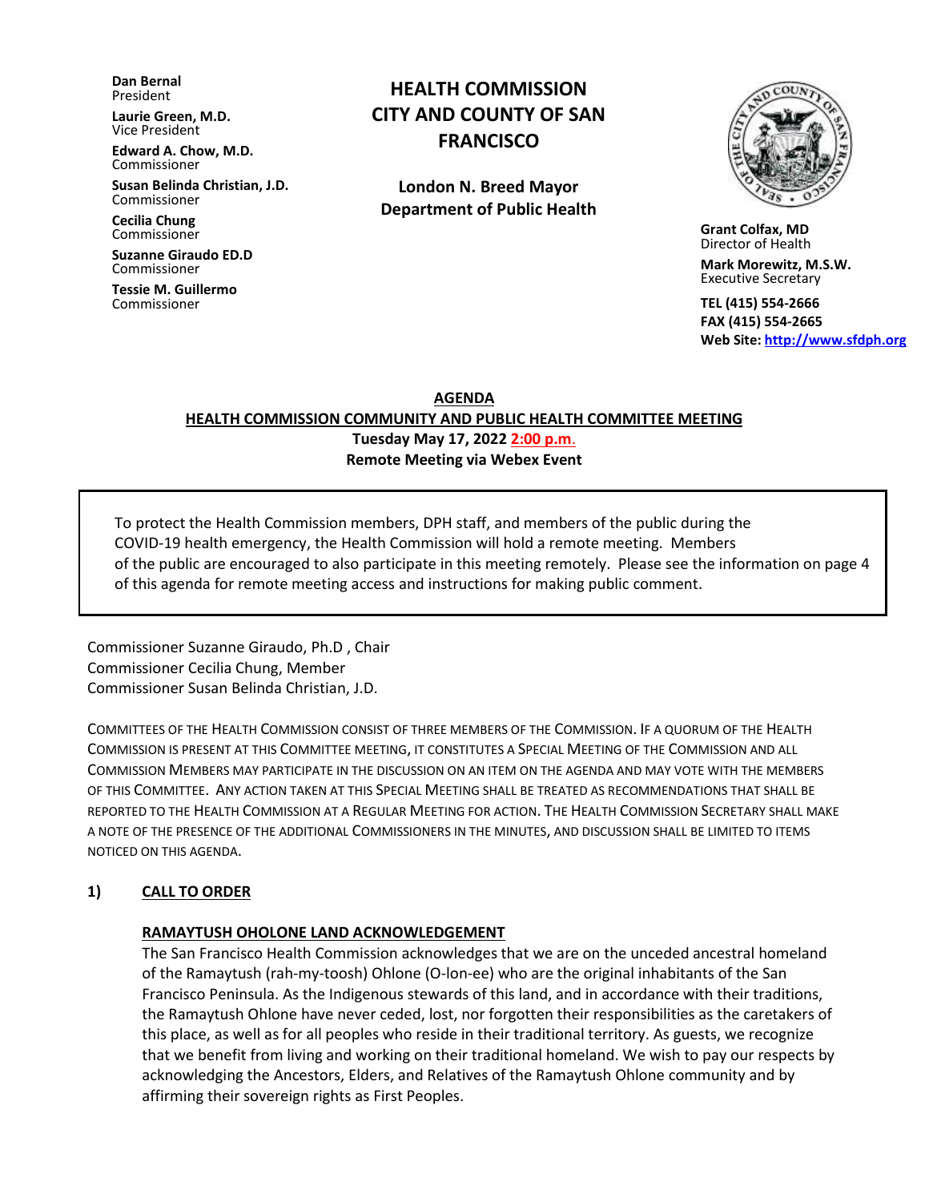**Dan Bernal**
President

**Laurie Green, M.D.**
Vice President

**Edward A. Chow, M.D.**
Commissioner

**Susan Belinda Christian, J.D.**
Commissioner

**Cecilia Chung**
Commissioner

**Suzanne Giraudo ED.D**
Commissioner

**Tessie M. Guillermo**
Commissioner

# HEALTH COMMISSION CITY AND COUNTY OF SAN FRANCISCO

**London N. Breed Mayor**
**Department of Public Health**

**Grant Colfax, MD**
Director of Health

**Mark Morewitz, M.S.W.**
Executive Secretary

**TEL (415) 554-2666**
**FAX (415) 554-2665**
**Web Site: http://www.sfdph.org**

## AGENDA
## HEALTH COMMISSION COMMUNITY AND PUBLIC HEALTH COMMITTEE MEETING

**Tuesday May 17, 2022 2:00 p.m.**
**Remote Meeting via Webex Event**

> To protect the Health Commission members, DPH staff, and members of the public during the COVID-19 health emergency, the Health Commission will hold a remote meeting. Members of the public are encouraged to also participate in this meeting remotely. Please see the information on page 4 of this agenda for remote meeting access and instructions for making public comment.

Commissioner Suzanne Giraudo, Ph.D , Chair
Commissioner Cecilia Chung, Member
Commissioner Susan Belinda Christian, J.D.

COMMITTEES OF THE HEALTH COMMISSION CONSIST OF THREE MEMBERS OF THE COMMISSION. IF A QUORUM OF THE HEALTH COMMISSION IS PRESENT AT THIS COMMITTEE MEETING, IT CONSTITUTES A SPECIAL MEETING OF THE COMMISSION AND ALL COMMISSION MEMBERS MAY PARTICIPATE IN THE DISCUSSION ON AN ITEM ON THE AGENDA AND MAY VOTE WITH THE MEMBERS OF THIS COMMITTEE. ANY ACTION TAKEN AT THIS SPECIAL MEETING SHALL BE TREATED AS RECOMMENDATIONS THAT SHALL BE REPORTED TO THE HEALTH COMMISSION AT A REGULAR MEETING FOR ACTION. THE HEALTH COMMISSION SECRETARY SHALL MAKE A NOTE OF THE PRESENCE OF THE ADDITIONAL COMMISSIONERS IN THE MINUTES, AND DISCUSSION SHALL BE LIMITED TO ITEMS NOTICED ON THIS AGENDA.

### 1) CALL TO ORDER

#### RAMAYTUSH OHLONE LAND ACKNOWLEDGEMENT

The San Francisco Health Commission acknowledges that we are on the unceded ancestral homeland of the Ramaytush (rah-my-toosh) Ohlone (O-lon-ee) who are the original inhabitants of the San Francisco Peninsula. As the Indigenous stewards of this land, and in accordance with their traditions, the Ramaytush Ohlone have never ceded, lost, nor forgotten their responsibilities as the caretakers of this place, as well as for all peoples who reside in their traditional territory. As guests, we recognize that we benefit from living and working on their traditional homeland. We wish to pay our respects by acknowledging the Ancestors, Elders, and Relatives of the Ramaytush Ohlone community and by affirming their sovereign rights as First Peoples.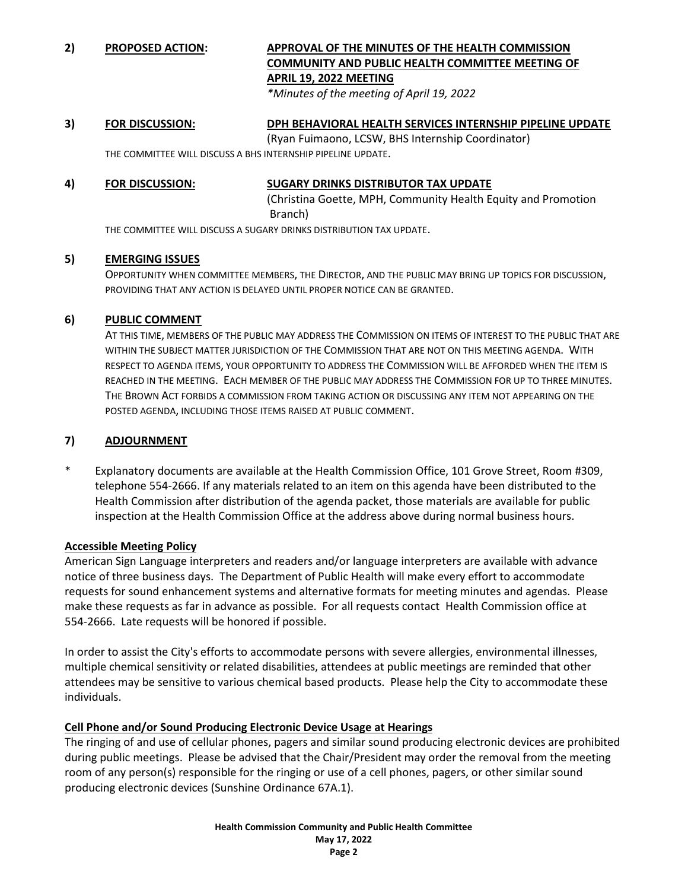**2) PROPOSED ACTION: APPROVAL OF THE MINUTES OF THE HEALTH COMMISSION COMMUNITY AND PUBLIC HEALTH COMMITTEE MEETING OF APRIL 19, 2022 MEETING**

*Minutes of the meeting of April 19, 2022*

**3) FOR DISCUSSION: DPH BEHAVIORAL HEALTH SERVICES INTERNSHIP PIPELINE UPDATE**

(Ryan Fuimaono, LCSW, BHS Internship Coordinator)

THE COMMITTEE WILL DISCUSS A BHS INTERNSHIP PIPELINE UPDATE.

**4) FOR DISCUSSION: SUGARY DRINKS DISTRIBUTOR TAX UPDATE**

(Christina Goette, MPH, Community Health Equity and Promotion Branch)

THE COMMITTEE WILL DISCUSS A SUGARY DRINKS DISTRIBUTION TAX UPDATE.

**5) EMERGING ISSUES**

OPPORTUNITY WHEN COMMITTEE MEMBERS, THE DIRECTOR, AND THE PUBLIC MAY BRING UP TOPICS FOR DISCUSSION, PROVIDING THAT ANY ACTION IS DELAYED UNTIL PROPER NOTICE CAN BE GRANTED.

**6) PUBLIC COMMENT**

AT THIS TIME, MEMBERS OF THE PUBLIC MAY ADDRESS THE COMMISSION ON ITEMS OF INTEREST TO THE PUBLIC THAT ARE WITHIN THE SUBJECT MATTER JURISDICTION OF THE COMMISSION THAT ARE NOT ON THIS MEETING AGENDA. WITH RESPECT TO AGENDA ITEMS, YOUR OPPORTUNITY TO ADDRESS THE COMMISSION WILL BE AFFORDED WHEN THE ITEM IS REACHED IN THE MEETING. EACH MEMBER OF THE PUBLIC MAY ADDRESS THE COMMISSION FOR UP TO THREE MINUTES. THE BROWN ACT FORBIDS A COMMISSION FROM TAKING ACTION OR DISCUSSING ANY ITEM NOT APPEARING ON THE POSTED AGENDA, INCLUDING THOSE ITEMS RAISED AT PUBLIC COMMENT.

**7) ADJOURNMENT**

\* Explanatory documents are available at the Health Commission Office, 101 Grove Street, Room #309, telephone 554-2666. If any materials related to an item on this agenda have been distributed to the Health Commission after distribution of the agenda packet, those materials are available for public inspection at the Health Commission Office at the address above during normal business hours.

**Accessible Meeting Policy**

American Sign Language interpreters and readers and/or language interpreters are available with advance notice of three business days. The Department of Public Health will make every effort to accommodate requests for sound enhancement systems and alternative formats for meeting minutes and agendas. Please make these requests as far in advance as possible. For all requests contact Health Commission office at 554-2666. Late requests will be honored if possible.

In order to assist the City's efforts to accommodate persons with severe allergies, environmental illnesses, multiple chemical sensitivity or related disabilities, attendees at public meetings are reminded that other attendees may be sensitive to various chemical based products. Please help the City to accommodate these individuals.

**Cell Phone and/or Sound Producing Electronic Device Usage at Hearings**

The ringing of and use of cellular phones, pagers and similar sound producing electronic devices are prohibited during public meetings. Please be advised that the Chair/President may order the removal from the meeting room of any person(s) responsible for the ringing or use of a cell phones, pagers, or other similar sound producing electronic devices (Sunshine Ordinance 67A.1).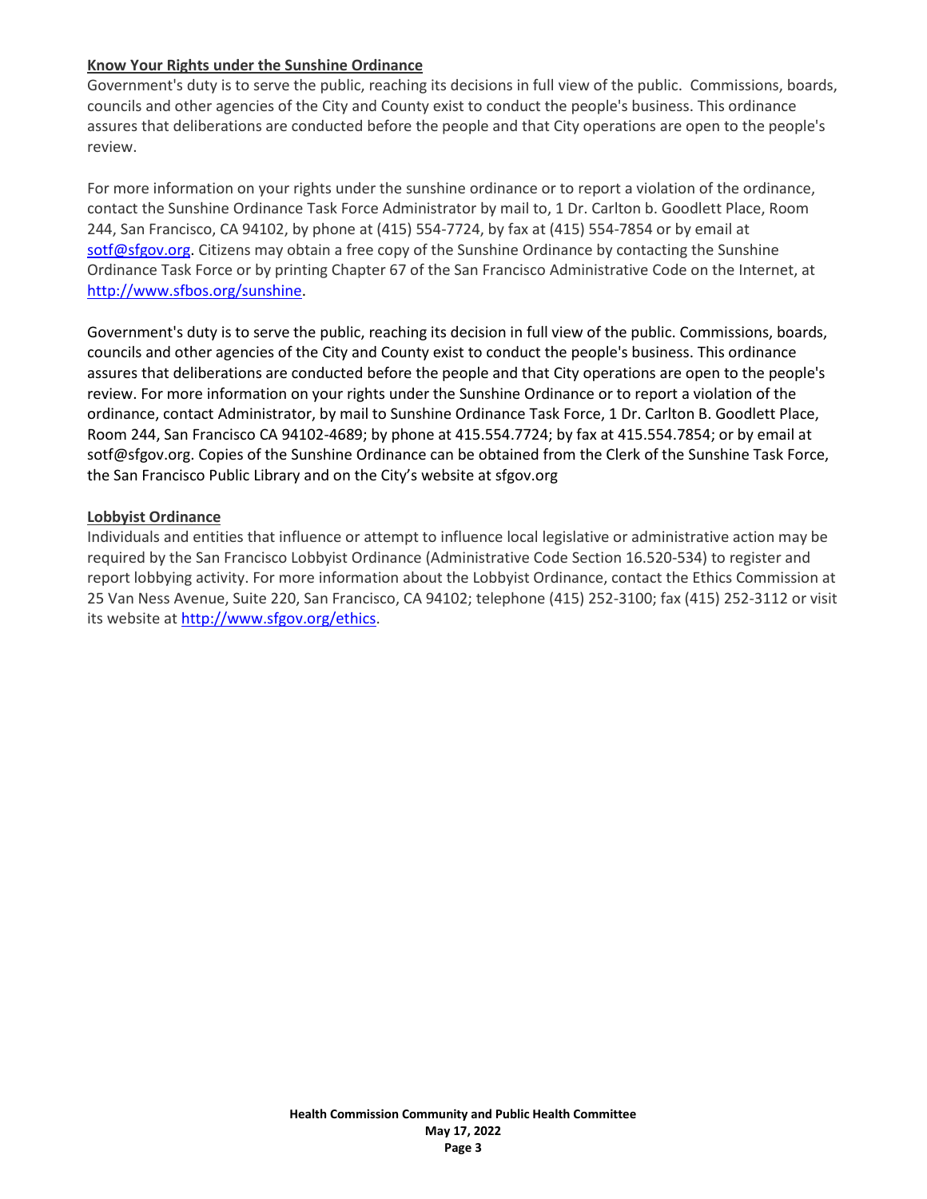**Know Your Rights under the Sunshine Ordinance**

Government's duty is to serve the public, reaching its decisions in full view of the public. Commissions, boards, councils and other agencies of the City and County exist to conduct the people's business. This ordinance assures that deliberations are conducted before the people and that City operations are open to the people's review.

For more information on your rights under the sunshine ordinance or to report a violation of the ordinance, contact the Sunshine Ordinance Task Force Administrator by mail to, 1 Dr. Carlton b. Goodlett Place, Room 244, San Francisco, CA 94102, by phone at (415) 554-7724, by fax at (415) 554-7854 or by email at [sotf@sfgov.org](mailto:sotf@sfgov.org). Citizens may obtain a free copy of the Sunshine Ordinance by contacting the Sunshine Ordinance Task Force or by printing Chapter 67 of the San Francisco Administrative Code on the Internet, at [http://www.sfbos.org/sunshine](http://www.sfbos.org/sunshine).

Government's duty is to serve the public, reaching its decision in full view of the public. Commissions, boards, councils and other agencies of the City and County exist to conduct the people's business. This ordinance assures that deliberations are conducted before the people and that City operations are open to the people's review. For more information on your rights under the Sunshine Ordinance or to report a violation of the ordinance, contact Administrator, by mail to Sunshine Ordinance Task Force, 1 Dr. Carlton B. Goodlett Place, Room 244, San Francisco CA 94102-4689; by phone at 415.554.7724; by fax at 415.554.7854; or by email at sotf@sfgov.org. Copies of the Sunshine Ordinance can be obtained from the Clerk of the Sunshine Task Force, the San Francisco Public Library and on the City's website at sfgov.org

**Lobbyist Ordinance**

Individuals and entities that influence or attempt to influence local legislative or administrative action may be required by the San Francisco Lobbyist Ordinance (Administrative Code Section 16.520-534) to register and report lobbying activity. For more information about the Lobbyist Ordinance, contact the Ethics Commission at 25 Van Ness Avenue, Suite 220, San Francisco, CA 94102; telephone (415) 252-3100; fax (415) 252-3112 or visit its website at [http://www.sfgov.org/ethics](http://www.sfgov.org/ethics).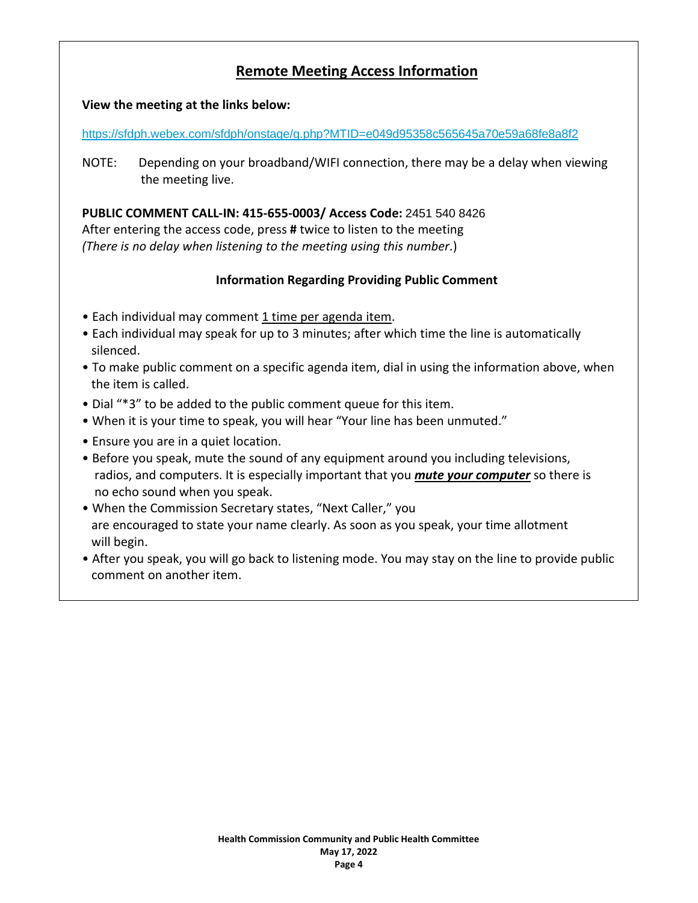## Remote Meeting Access Information

**View the meeting at the links below:**

https://sfdph.webex.com/sfdph/onstage/g.php?MTID=e049d95358c565645a70e59a68fe8a8f2

NOTE: Depending on your broadband/WIFI connection, there may be a delay when viewing the meeting live.

**PUBLIC COMMENT CALL-IN: 415-655-0003/ Access Code:** 2451 540 8426
After entering the access code, press **#** twice to listen to the meeting
*(There is no delay when listening to the meeting using this number*.)

### Information Regarding Providing Public Comment

- Each individual may comment 1 time per agenda item.
- Each individual may speak for up to 3 minutes; after which time the line is automatically silenced.
- To make public comment on a specific agenda item, dial in using the information above, when the item is called.
- Dial "*3" to be added to the public comment queue for this item.
- When it is your time to speak, you will hear "Your line has been unmuted."
- Ensure you are in a quiet location.
- Before you speak, mute the sound of any equipment around you including televisions, radios, and computers. It is especially important that you ***mute your computer*** so there is no echo sound when you speak.
- When the Commission Secretary states, "Next Caller," you are encouraged to state your name clearly. As soon as you speak, your time allotment will begin.
- After you speak, you will go back to listening mode. You may stay on the line to provide public comment on another item.